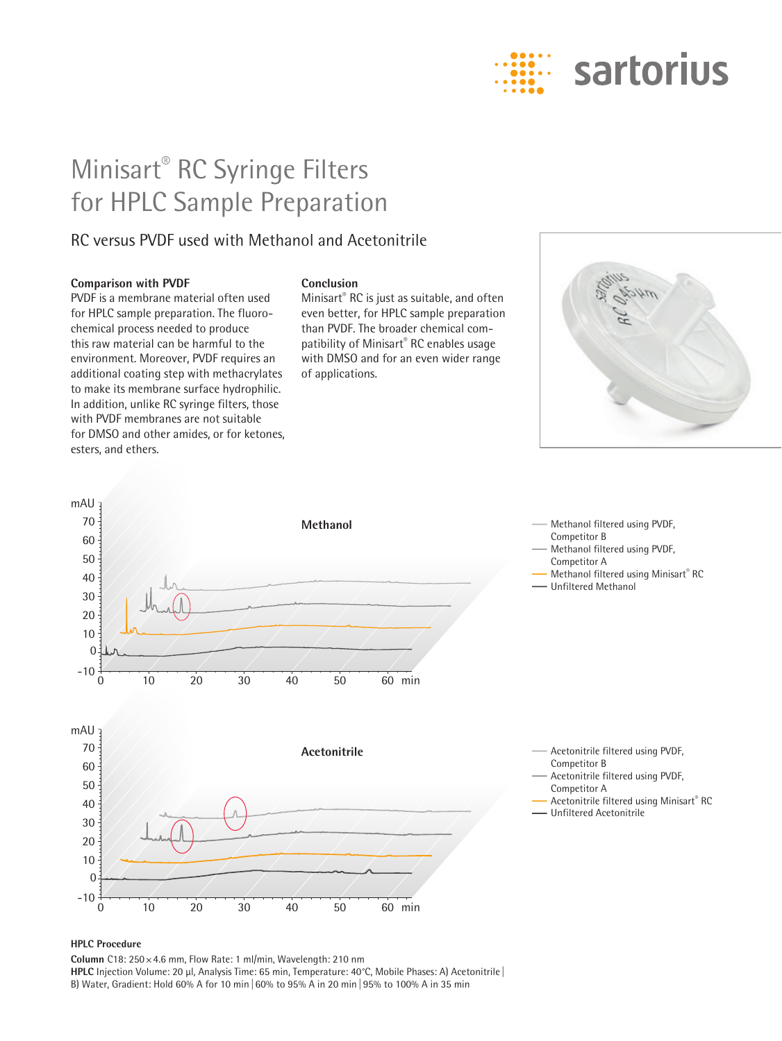# Minisart® RC Syringe Filters for HPLC Sample Preparation

## RC versus PVDF used with Methanol and Acetonitrile

### Comparison with PVDF

PVDF is a membrane material often used for HPLC sample preparation. The fluorochemical process needed to produce this raw material can be harmful to the environment. Moreover, PVDF requires an additional coating step with methacrylates to make its membrane surface hydrophilic. In addition, unlike RC syringe filters, those with PVDF membranes are not suitable for DMSO and other amides, or for ketones, esters, and ethers.

### Conclusion

Minisart® RC is just as suitable, and often even better, for HPLC sample preparation than PVDF. The broader chemical compatibility of Minisart® RC enables usage with DMSO and for an even wider range of applications.

**Methanol**

- Methanol filtered using PVDF, Competitor B
- Methanol filtered using PVDF, Competitor A
- Methanol filtered using Minisart® RC
- Unfiltered Methanol

**Acetonitrile**

- Acetonitrile filtered using PVDF, Competitor B
- Acetonitrile filtered using PVDF, Competitor A
- Acetonitrile filtered using Minisart® RC
- Unfiltered Acetonitrile

### HPLC Procedure

**Column** C18: 250 × 4.6 mm, Flow Rate: 1 ml/min, Wavelength: 210 nm
**HPLC** Injection Volume: 20 µl, Analysis Time: 65 min, Temperature: 40°C, Mobile Phases: A) Acetonitrile | B) Water, Gradient: Hold 60% A for 10 min | 60% to 95% A in 20 min | 95% to 100% A in 35 min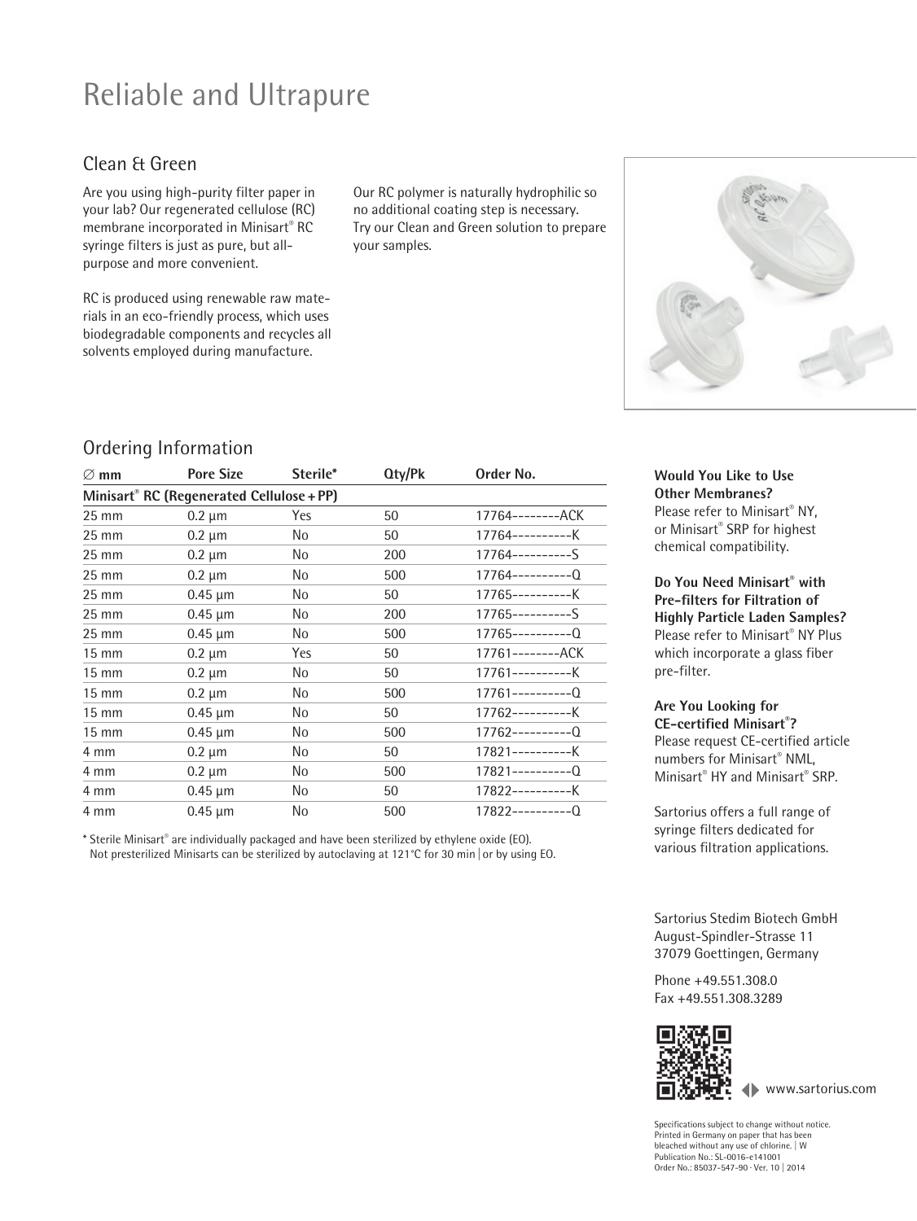# Reliable and Ultrapure

## Clean & Green

Are you using high-purity filter paper in your lab? Our regenerated cellulose (RC) membrane incorporated in Minisart® RC syringe filters is just as pure, but all-purpose and more convenient.

RC is produced using renewable raw materials in an eco-friendly process, which uses biodegradable components and recycles all solvents employed during manufacture.

Our RC polymer is naturally hydrophilic so no additional coating step is necessary. Try our Clean and Green solution to prepare your samples.

## Ordering Information

| ∅ mm | Pore Size | Sterile* | Qty/Pk | Order No. |
|---|---|---|---|---|
| **Minisart® RC (Regenerated Cellulose + PP)** | | | | |
| 25 mm | 0.2 µm | Yes | 50 | 17764--------ACK |
| 25 mm | 0.2 µm | No | 50 | 17764----------K |
| 25 mm | 0.2 µm | No | 200 | 17764----------S |
| 25 mm | 0.2 µm | No | 500 | 17764----------Q |
| 25 mm | 0.45 µm | No | 50 | 17765----------K |
| 25 mm | 0.45 µm | No | 200 | 17765----------S |
| 25 mm | 0.45 µm | No | 500 | 17765----------Q |
| 15 mm | 0.2 µm | Yes | 50 | 17761--------ACK |
| 15 mm | 0.2 µm | No | 50 | 17761----------K |
| 15 mm | 0.2 µm | No | 500 | 17761----------Q |
| 15 mm | 0.45 µm | No | 50 | 17762----------K |
| 15 mm | 0.45 µm | No | 500 | 17762----------Q |
| 4 mm | 0.2 µm | No | 50 | 17821----------K |
| 4 mm | 0.2 µm | No | 500 | 17821----------Q |
| 4 mm | 0.45 µm | No | 50 | 17822----------K |
| 4 mm | 0.45 µm | No | 500 | 17822----------Q |

\* Sterile Minisart® are individually packaged and have been sterilized by ethylene oxide (EO). Not presterilized Minisarts can be sterilized by autoclaving at 121°C for 30 min | or by using EO.

**Would You Like to Use Other Membranes?**
Please refer to Minisart® NY, or Minisart® SRP for highest chemical compatibility.

**Do You Need Minisart® with Pre-filters for Filtration of Highly Particle Laden Samples?**
Please refer to Minisart® NY Plus which incorporate a glass fiber pre-filter.

**Are You Looking for CE-certified Minisart®?**
Please request CE-certified article numbers for Minisart® NML, Minisart® HY and Minisart® SRP.

Sartorius offers a full range of syringe filters dedicated for various filtration applications.

Sartorius Stedim Biotech GmbH
August-Spindler-Strasse 11
37079 Goettingen, Germany

Phone +49.551.308.0
Fax +49.551.308.3289

www.sartorius.com

Specifications subject to change without notice. Printed in Germany on paper that has been bleached without any use of chlorine. | W
Publication No.: SL-0016-e141001
Order No.: 85037-547-90 · Ver. 10 | 2014